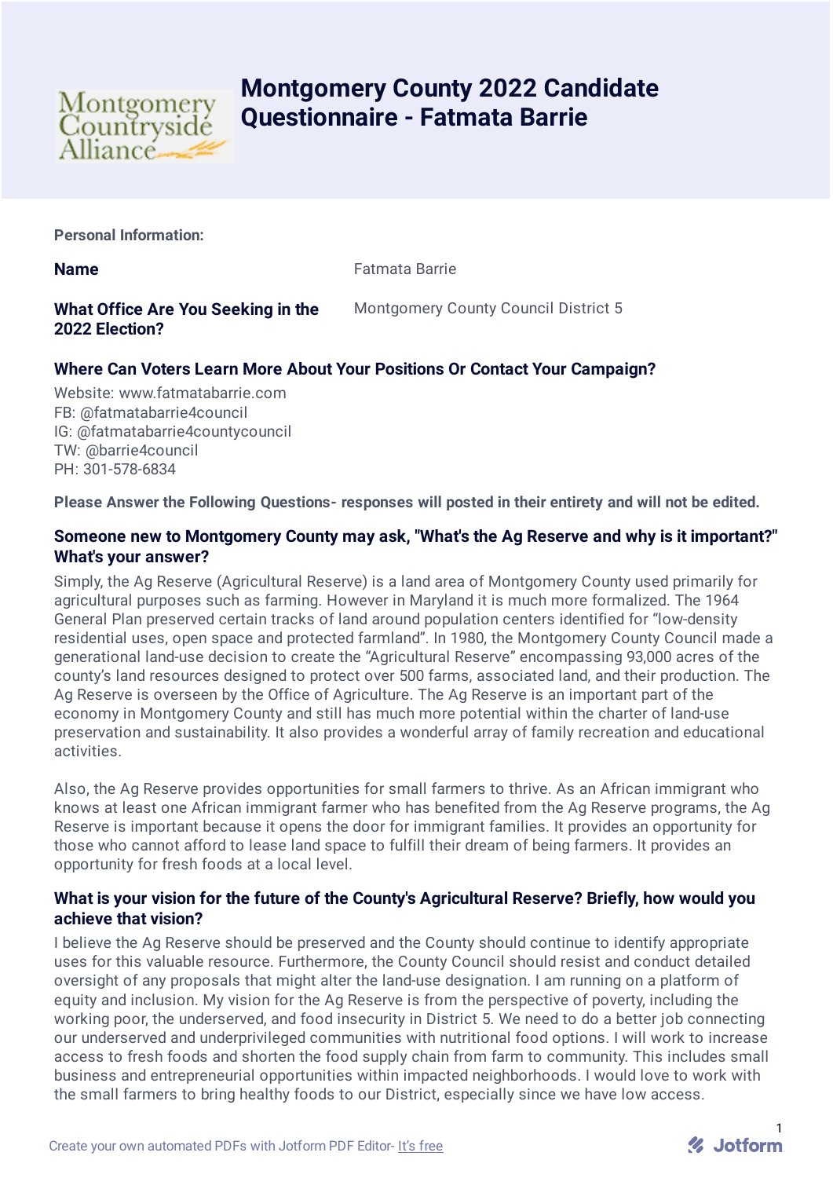# Montgomery County 2022 Candidate Questionnaire - Fatmata Barrie

**Personal Information:**

**Name** Fatmata Barrie

**What Office Are You Seeking in the 2022 Election?** Montgomery County Council District 5

### Where Can Voters Learn More About Your Positions Or Contact Your Campaign?

Website: www.fatmatabarrie.com
FB: @fatmatabarrie4council
IG: @fatmatabarrie4countycouncil
TW: @barrie4council
PH: 301-578-6834

**Please Answer the Following Questions- responses will posted in their entirety and will not be edited.**

### Someone new to Montgomery County may ask, "What's the Ag Reserve and why is it important?" What's your answer?

Simply, the Ag Reserve (Agricultural Reserve) is a land area of Montgomery County used primarily for agricultural purposes such as farming. However in Maryland it is much more formalized. The 1964 General Plan preserved certain tracks of land around population centers identified for "low-density residential uses, open space and protected farmland". In 1980, the Montgomery County Council made a generational land-use decision to create the "Agricultural Reserve" encompassing 93,000 acres of the county's land resources designed to protect over 500 farms, associated land, and their production. The Ag Reserve is overseen by the Office of Agriculture. The Ag Reserve is an important part of the economy in Montgomery County and still has much more potential within the charter of land-use preservation and sustainability. It also provides a wonderful array of family recreation and educational activities.

Also, the Ag Reserve provides opportunities for small farmers to thrive. As an African immigrant who knows at least one African immigrant farmer who has benefited from the Ag Reserve programs, the Ag Reserve is important because it opens the door for immigrant families. It provides an opportunity for those who cannot afford to lease land space to fulfill their dream of being farmers. It provides an opportunity for fresh foods at a local level.

### What is your vision for the future of the County's Agricultural Reserve? Briefly, how would you achieve that vision?

I believe the Ag Reserve should be preserved and the County should continue to identify appropriate uses for this valuable resource. Furthermore, the County Council should resist and conduct detailed oversight of any proposals that might alter the land-use designation. I am running on a platform of equity and inclusion. My vision for the Ag Reserve is from the perspective of poverty, including the working poor, the underserved, and food insecurity in District 5. We need to do a better job connecting our underserved and underprivileged communities with nutritional food options. I will work to increase access to fresh foods and shorten the food supply chain from farm to community. This includes small business and entrepreneurial opportunities within impacted neighborhoods. I would love to work with the small farmers to bring healthy foods to our District, especially since we have low access.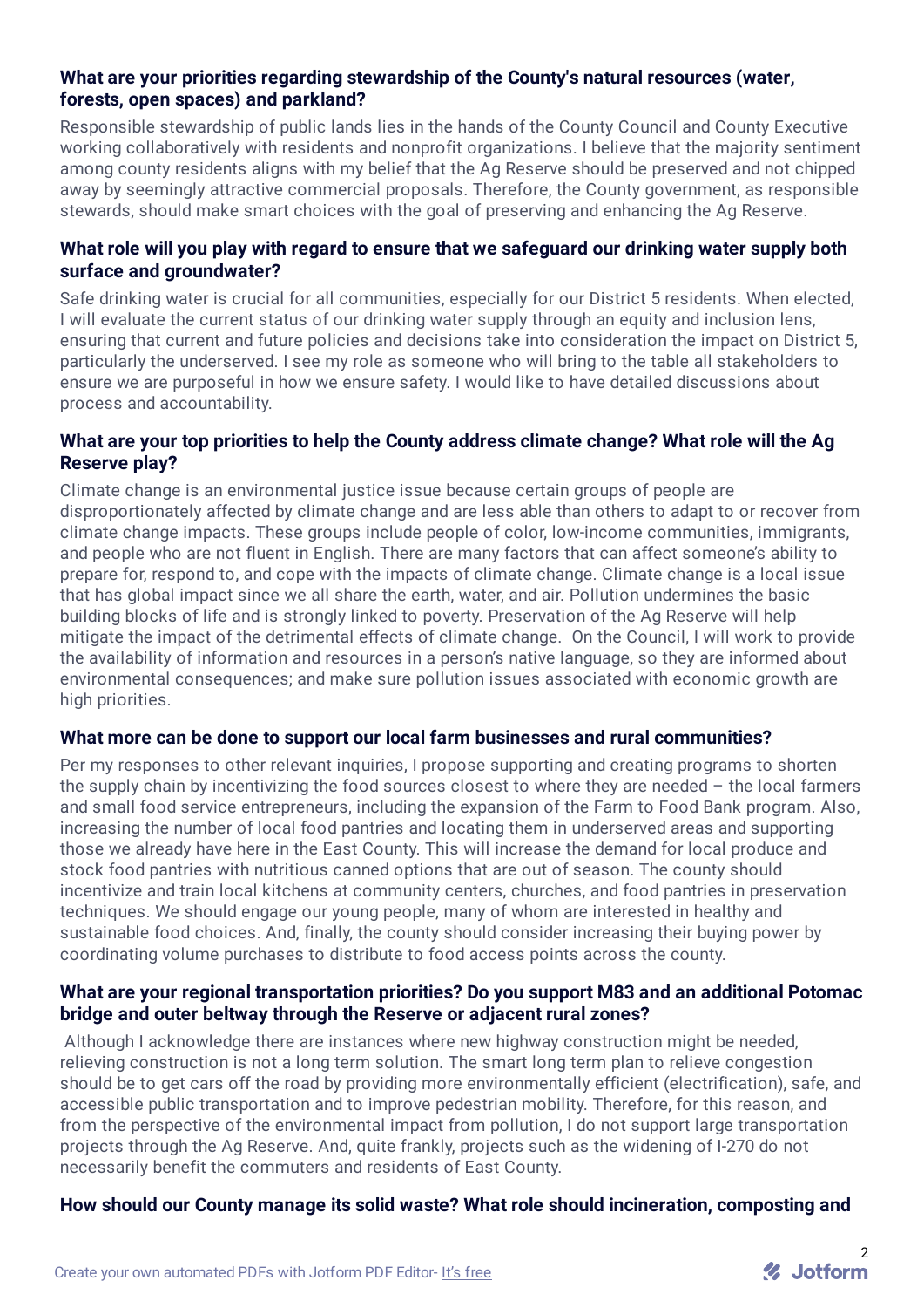### What are your priorities regarding stewardship of the County's natural resources (water, forests, open spaces) and parkland?

Responsible stewardship of public lands lies in the hands of the County Council and County Executive working collaboratively with residents and nonprofit organizations. I believe that the majority sentiment among county residents aligns with my belief that the Ag Reserve should be preserved and not chipped away by seemingly attractive commercial proposals. Therefore, the County government, as responsible stewards, should make smart choices with the goal of preserving and enhancing the Ag Reserve.

### What role will you play with regard to ensure that we safeguard our drinking water supply both surface and groundwater?

Safe drinking water is crucial for all communities, especially for our District 5 residents. When elected, I will evaluate the current status of our drinking water supply through an equity and inclusion lens, ensuring that current and future policies and decisions take into consideration the impact on District 5, particularly the underserved. I see my role as someone who will bring to the table all stakeholders to ensure we are purposeful in how we ensure safety. I would like to have detailed discussions about process and accountability.

### What are your top priorities to help the County address climate change? What role will the Ag Reserve play?

Climate change is an environmental justice issue because certain groups of people are disproportionately affected by climate change and are less able than others to adapt to or recover from climate change impacts. These groups include people of color, low-income communities, immigrants, and people who are not fluent in English. There are many factors that can affect someone's ability to prepare for, respond to, and cope with the impacts of climate change. Climate change is a local issue that has global impact since we all share the earth, water, and air. Pollution undermines the basic building blocks of life and is strongly linked to poverty. Preservation of the Ag Reserve will help mitigate the impact of the detrimental effects of climate change. On the Council, I will work to provide the availability of information and resources in a person's native language, so they are informed about environmental consequences; and make sure pollution issues associated with economic growth are high priorities.

### What more can be done to support our local farm businesses and rural communities?

Per my responses to other relevant inquiries, I propose supporting and creating programs to shorten the supply chain by incentivizing the food sources closest to where they are needed – the local farmers and small food service entrepreneurs, including the expansion of the Farm to Food Bank program. Also, increasing the number of local food pantries and locating them in underserved areas and supporting those we already have here in the East County. This will increase the demand for local produce and stock food pantries with nutritious canned options that are out of season. The county should incentivize and train local kitchens at community centers, churches, and food pantries in preservation techniques. We should engage our young people, many of whom are interested in healthy and sustainable food choices. And, finally, the county should consider increasing their buying power by coordinating volume purchases to distribute to food access points across the county.

### What are your regional transportation priorities? Do you support M83 and an additional Potomac bridge and outer beltway through the Reserve or adjacent rural zones?

Although I acknowledge there are instances where new highway construction might be needed, relieving construction is not a long term solution. The smart long term plan to relieve congestion should be to get cars off the road by providing more environmentally efficient (electrification), safe, and accessible public transportation and to improve pedestrian mobility. Therefore, for this reason, and from the perspective of the environmental impact from pollution, I do not support large transportation projects through the Ag Reserve. And, quite frankly, projects such as the widening of I-270 do not necessarily benefit the commuters and residents of East County.

### How should our County manage its solid waste? What role should incineration, composting and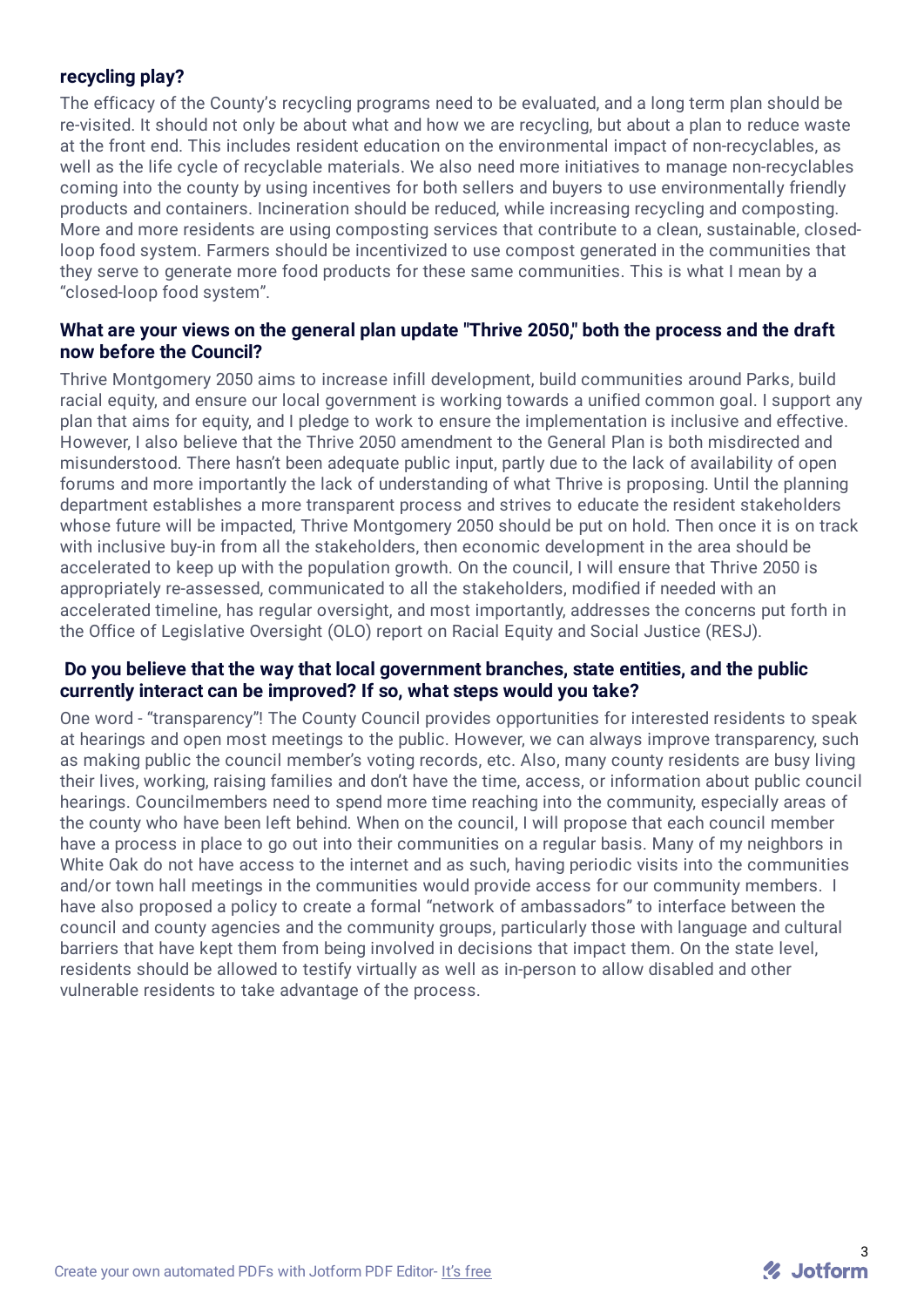**recycling play?**

The efficacy of the County's recycling programs need to be evaluated, and a long term plan should be re-visited. It should not only be about what and how we are recycling, but about a plan to reduce waste at the front end. This includes resident education on the environmental impact of non-recyclables, as well as the life cycle of recyclable materials. We also need more initiatives to manage non-recyclables coming into the county by using incentives for both sellers and buyers to use environmentally friendly products and containers. Incineration should be reduced, while increasing recycling and composting. More and more residents are using composting services that contribute to a clean, sustainable, closed-loop food system. Farmers should be incentivized to use compost generated in the communities that they serve to generate more food products for these same communities. This is what I mean by a "closed-loop food system".

**What are your views on the general plan update "Thrive 2050," both the process and the draft now before the Council?**

Thrive Montgomery 2050 aims to increase infill development, build communities around Parks, build racial equity, and ensure our local government is working towards a unified common goal. I support any plan that aims for equity, and I pledge to work to ensure the implementation is inclusive and effective. However, I also believe that the Thrive 2050 amendment to the General Plan is both misdirected and misunderstood. There hasn't been adequate public input, partly due to the lack of availability of open forums and more importantly the lack of understanding of what Thrive is proposing. Until the planning department establishes a more transparent process and strives to educate the resident stakeholders whose future will be impacted, Thrive Montgomery 2050 should be put on hold. Then once it is on track with inclusive buy-in from all the stakeholders, then economic development in the area should be accelerated to keep up with the population growth. On the council, I will ensure that Thrive 2050 is appropriately re-assessed, communicated to all the stakeholders, modified if needed with an accelerated timeline, has regular oversight, and most importantly, addresses the concerns put forth in the Office of Legislative Oversight (OLO) report on Racial Equity and Social Justice (RESJ).

**Do you believe that the way that local government branches, state entities, and the public currently interact can be improved? If so, what steps would you take?**

One word - "transparency"! The County Council provides opportunities for interested residents to speak at hearings and open most meetings to the public. However, we can always improve transparency, such as making public the council member's voting records, etc. Also, many county residents are busy living their lives, working, raising families and don't have the time, access, or information about public council hearings. Councilmembers need to spend more time reaching into the community, especially areas of the county who have been left behind. When on the council, I will propose that each council member have a process in place to go out into their communities on a regular basis. Many of my neighbors in White Oak do not have access to the internet and as such, having periodic visits into the communities and/or town hall meetings in the communities would provide access for our community members. I have also proposed a policy to create a formal "network of ambassadors" to interface between the council and county agencies and the community groups, particularly those with language and cultural barriers that have kept them from being involved in decisions that impact them. On the state level, residents should be allowed to testify virtually as well as in-person to allow disabled and other vulnerable residents to take advantage of the process.